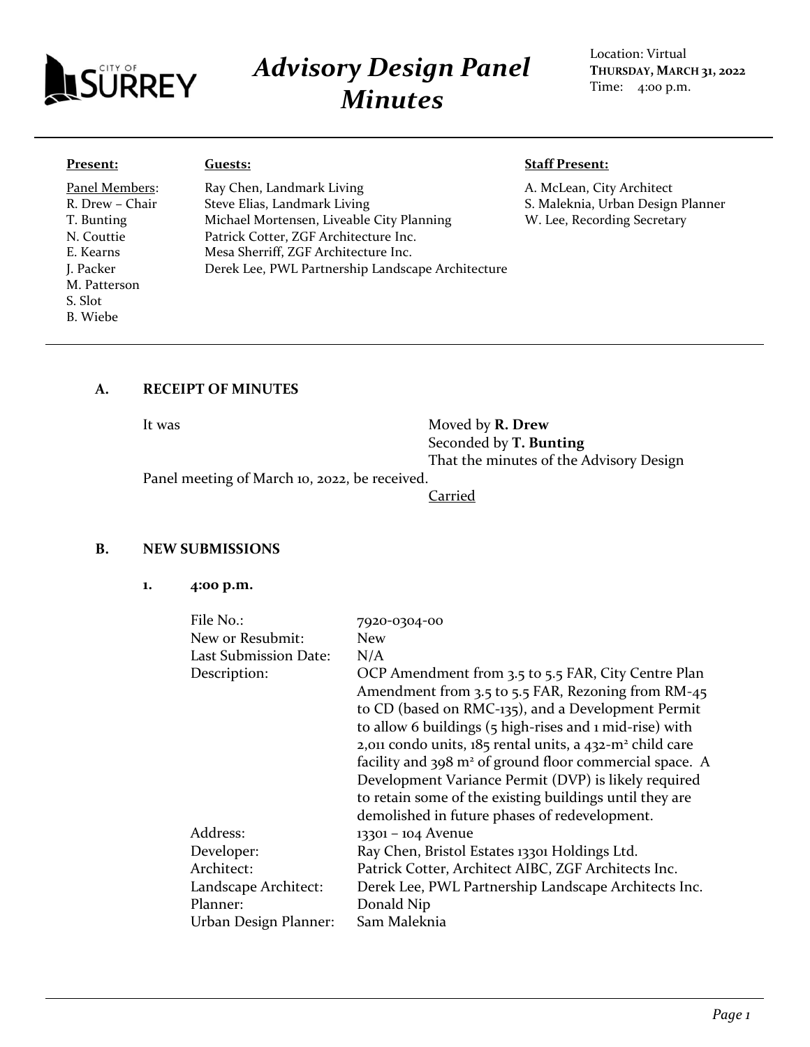# Advisory Design Panel Minutes

Location: Virtual
**THURSDAY, MARCH 31, 2022**
Time: 4:00 p.m.

**Present:**

Panel Members:
R. Drew – Chair
T. Bunting
N. Couttie
E. Kearns
J. Packer
M. Patterson
S. Slot
B. Wiebe

**Guests:**

Ray Chen, Landmark Living
Steve Elias, Landmark Living
Michael Mortensen, Liveable City Planning
Patrick Cotter, ZGF Architecture Inc.
Mesa Sherriff, ZGF Architecture Inc.
Derek Lee, PWL Partnership Landscape Architecture

**Staff Present:**

A. McLean, City Architect
S. Maleknia, Urban Design Planner
W. Lee, Recording Secretary

## A. RECEIPT OF MINUTES

It was Moved by **R. Drew**
Seconded by **T. Bunting**
That the minutes of the Advisory Design Panel meeting of March 10, 2022, be received.

Carried

## B. NEW SUBMISSIONS

### 1. 4:00 p.m.

| | |
|---|---|
| File No.: | 7920-0304-00 |
| New or Resubmit: | New |
| Last Submission Date: | N/A |
| Description: | OCP Amendment from 3.5 to 5.5 FAR, City Centre Plan Amendment from 3.5 to 5.5 FAR, Rezoning from RM-45 to CD (based on RMC-135), and a Development Permit to allow 6 buildings (5 high-rises and 1 mid-rise) with 2,011 condo units, 185 rental units, a 432-m² child care facility and 398 m² of ground floor commercial space. A Development Variance Permit (DVP) is likely required to retain some of the existing buildings until they are demolished in future phases of redevelopment. |
| Address: | 13301 – 104 Avenue |
| Developer: | Ray Chen, Bristol Estates 13301 Holdings Ltd. |
| Architect: | Patrick Cotter, Architect AIBC, ZGF Architects Inc. |
| Landscape Architect: | Derek Lee, PWL Partnership Landscape Architects Inc. |
| Planner: | Donald Nip |
| Urban Design Planner: | Sam Maleknia |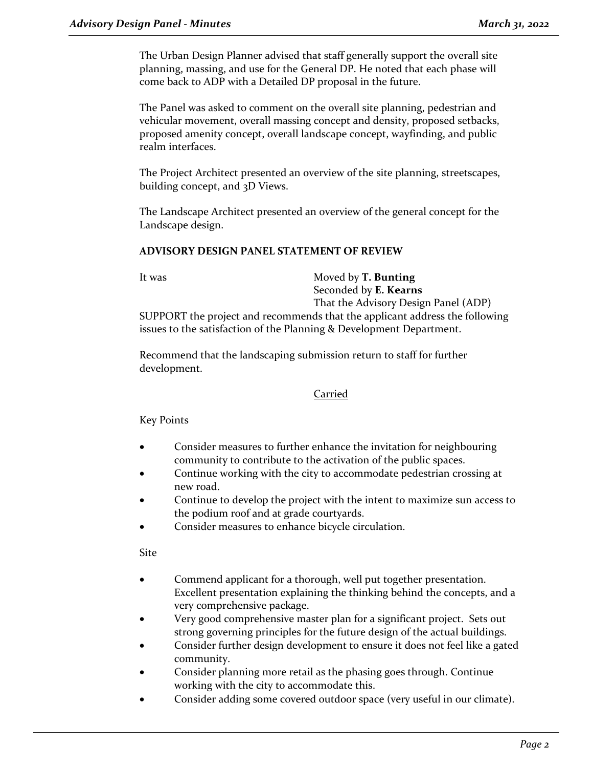The Urban Design Planner advised that staff generally support the overall site planning, massing, and use for the General DP. He noted that each phase will come back to ADP with a Detailed DP proposal in the future.

The Panel was asked to comment on the overall site planning, pedestrian and vehicular movement, overall massing concept and density, proposed setbacks, proposed amenity concept, overall landscape concept, wayfinding, and public realm interfaces.

The Project Architect presented an overview of the site planning, streetscapes, building concept, and 3D Views.

The Landscape Architect presented an overview of the general concept for the Landscape design.

**ADVISORY DESIGN PANEL STATEMENT OF REVIEW**

It was Moved by **T. Bunting**
Seconded by **E. Kearns**
That the Advisory Design Panel (ADP) SUPPORT the project and recommends that the applicant address the following issues to the satisfaction of the Planning & Development Department.

Recommend that the landscaping submission return to staff for further development.

Carried

Key Points

- Consider measures to further enhance the invitation for neighbouring community to contribute to the activation of the public spaces.
- Continue working with the city to accommodate pedestrian crossing at new road.
- Continue to develop the project with the intent to maximize sun access to the podium roof and at grade courtyards.
- Consider measures to enhance bicycle circulation.

Site

- Commend applicant for a thorough, well put together presentation. Excellent presentation explaining the thinking behind the concepts, and a very comprehensive package.
- Very good comprehensive master plan for a significant project. Sets out strong governing principles for the future design of the actual buildings.
- Consider further design development to ensure it does not feel like a gated community.
- Consider planning more retail as the phasing goes through. Continue working with the city to accommodate this.
- Consider adding some covered outdoor space (very useful in our climate).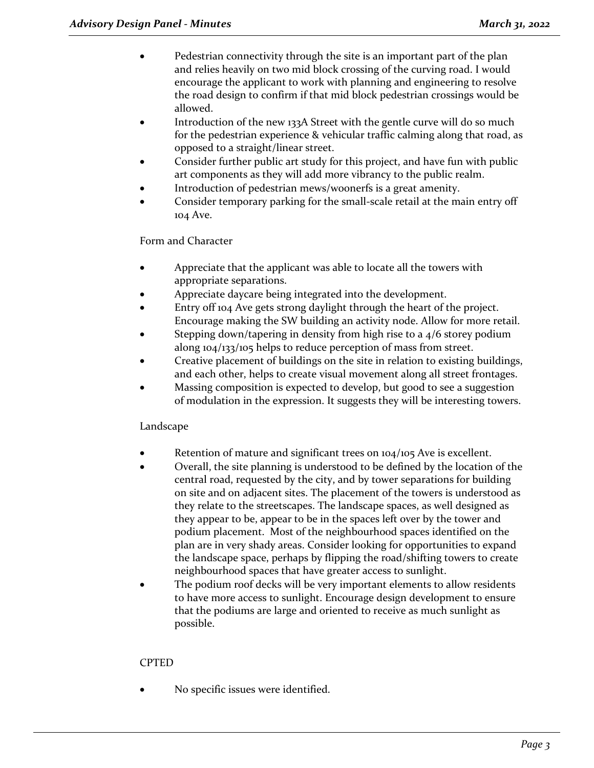- Pedestrian connectivity through the site is an important part of the plan and relies heavily on two mid block crossing of the curving road. I would encourage the applicant to work with planning and engineering to resolve the road design to confirm if that mid block pedestrian crossings would be allowed.
- Introduction of the new 133A Street with the gentle curve will do so much for the pedestrian experience & vehicular traffic calming along that road, as opposed to a straight/linear street.
- Consider further public art study for this project, and have fun with public art components as they will add more vibrancy to the public realm.
- Introduction of pedestrian mews/woonerfs is a great amenity.
- Consider temporary parking for the small-scale retail at the main entry off 104 Ave.

Form and Character

- Appreciate that the applicant was able to locate all the towers with appropriate separations.
- Appreciate daycare being integrated into the development.
- Entry off 104 Ave gets strong daylight through the heart of the project. Encourage making the SW building an activity node. Allow for more retail.
- Stepping down/tapering in density from high rise to a 4/6 storey podium along 104/133/105 helps to reduce perception of mass from street.
- Creative placement of buildings on the site in relation to existing buildings, and each other, helps to create visual movement along all street frontages.
- Massing composition is expected to develop, but good to see a suggestion of modulation in the expression. It suggests they will be interesting towers.

Landscape

- Retention of mature and significant trees on 104/105 Ave is excellent.
- Overall, the site planning is understood to be defined by the location of the central road, requested by the city, and by tower separations for building on site and on adjacent sites. The placement of the towers is understood as they relate to the streetscapes. The landscape spaces, as well designed as they appear to be, appear to be in the spaces left over by the tower and podium placement. Most of the neighbourhood spaces identified on the plan are in very shady areas. Consider looking for opportunities to expand the landscape space, perhaps by flipping the road/shifting towers to create neighbourhood spaces that have greater access to sunlight.
- The podium roof decks will be very important elements to allow residents to have more access to sunlight. Encourage design development to ensure that the podiums are large and oriented to receive as much sunlight as possible.

CPTED

- No specific issues were identified.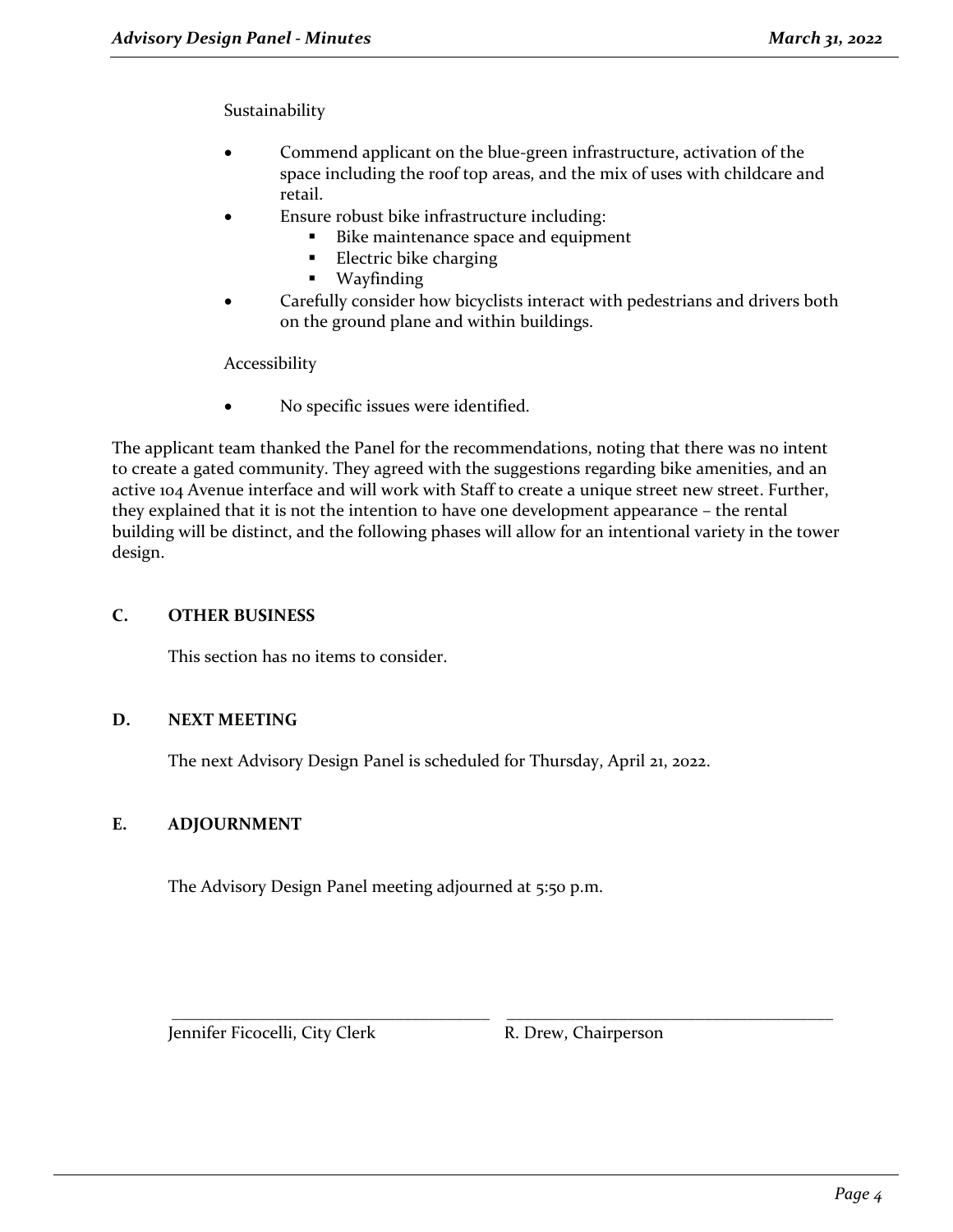Sustainability

- Commend applicant on the blue-green infrastructure, activation of the space including the roof top areas, and the mix of uses with childcare and retail.
- Ensure robust bike infrastructure including:
    - Bike maintenance space and equipment
    - Electric bike charging
    - Wayfinding
- Carefully consider how bicyclists interact with pedestrians and drivers both on the ground plane and within buildings.

Accessibility

- No specific issues were identified.

The applicant team thanked the Panel for the recommendations, noting that there was no intent to create a gated community. They agreed with the suggestions regarding bike amenities, and an active 104 Avenue interface and will work with Staff to create a unique street new street. Further, they explained that it is not the intention to have one development appearance – the rental building will be distinct, and the following phases will allow for an intentional variety in the tower design.

## C. OTHER BUSINESS

This section has no items to consider.

## D. NEXT MEETING

The next Advisory Design Panel is scheduled for Thursday, April 21, 2022.

## E. ADJOURNMENT

The Advisory Design Panel meeting adjourned at 5:50 p.m.

\_\_\_\_\_\_\_\_\_\_\_\_\_\_\_\_\_\_\_\_\_\_\_\_\_\_\_\_\_\_\_\_\_\_\_\_\_\_
Jennifer Ficocelli, City Clerk

\_\_\_\_\_\_\_\_\_\_\_\_\_\_\_\_\_\_\_\_\_\_\_\_\_\_\_\_\_\_\_\_\_\_\_\_\_\_
R. Drew, Chairperson